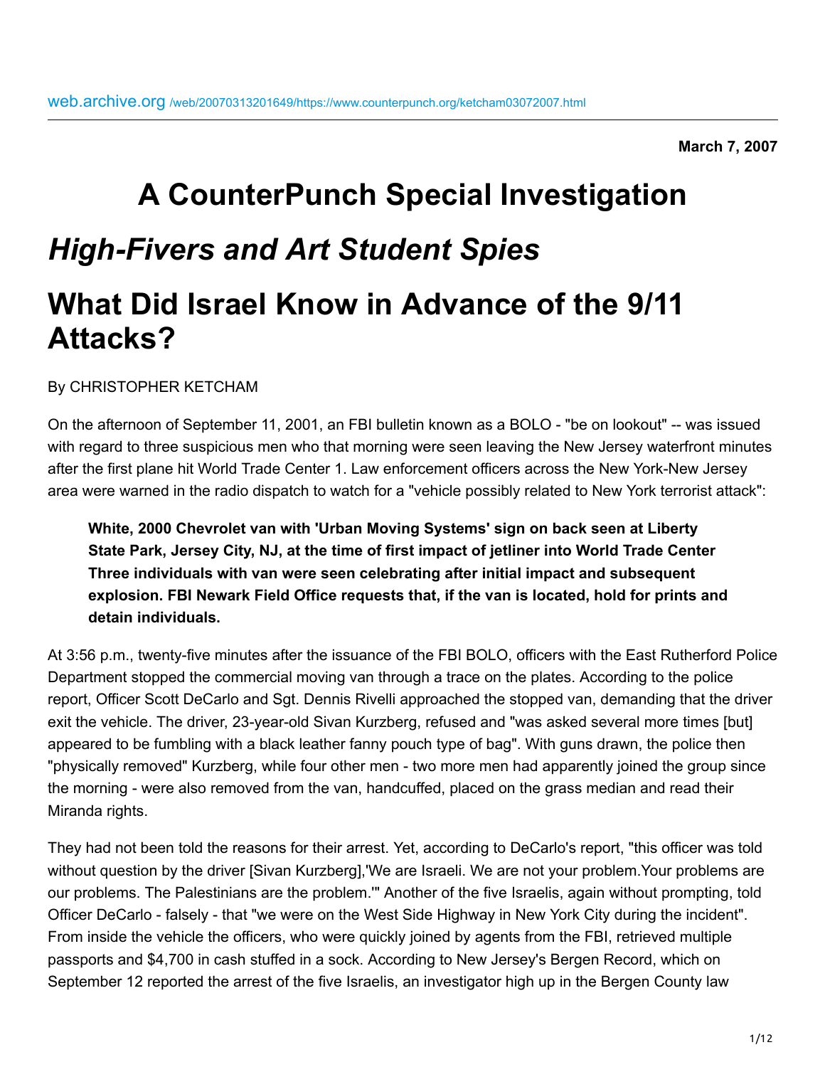web.archive.org /web/20070313201649/https://www.counterpunch.org/ketcham03072007.html

**March 7, 2007**

# A CounterPunch Special Investigation

## *High-Fivers and Art Student Spies*

## What Did Israel Know in Advance of the 9/11 Attacks?

By CHRISTOPHER KETCHAM

On the afternoon of September 11, 2001, an FBI bulletin known as a BOLO - "be on lookout" -- was issued with regard to three suspicious men who that morning were seen leaving the New Jersey waterfront minutes after the first plane hit World Trade Center 1. Law enforcement officers across the New York-New Jersey area were warned in the radio dispatch to watch for a "vehicle possibly related to New York terrorist attack":

> **White, 2000 Chevrolet van with 'Urban Moving Systems' sign on back seen at Liberty State Park, Jersey City, NJ, at the time of first impact of jetliner into World Trade Center Three individuals with van were seen celebrating after initial impact and subsequent explosion. FBI Newark Field Office requests that, if the van is located, hold for prints and detain individuals.**

At 3:56 p.m., twenty-five minutes after the issuance of the FBI BOLO, officers with the East Rutherford Police Department stopped the commercial moving van through a trace on the plates. According to the police report, Officer Scott DeCarlo and Sgt. Dennis Rivelli approached the stopped van, demanding that the driver exit the vehicle. The driver, 23-year-old Sivan Kurzberg, refused and "was asked several more times [but] appeared to be fumbling with a black leather fanny pouch type of bag". With guns drawn, the police then "physically removed" Kurzberg, while four other men - two more men had apparently joined the group since the morning - were also removed from the van, handcuffed, placed on the grass median and read their Miranda rights.

They had not been told the reasons for their arrest. Yet, according to DeCarlo's report, "this officer was told without question by the driver [Sivan Kurzberg],'We are Israeli. We are not your problem.Your problems are our problems. The Palestinians are the problem.'" Another of the five Israelis, again without prompting, told Officer DeCarlo - falsely - that "we were on the West Side Highway in New York City during the incident". From inside the vehicle the officers, who were quickly joined by agents from the FBI, retrieved multiple passports and $4,700 in cash stuffed in a sock. According to New Jersey's Bergen Record, which on September 12 reported the arrest of the five Israelis, an investigator high up in the Bergen County law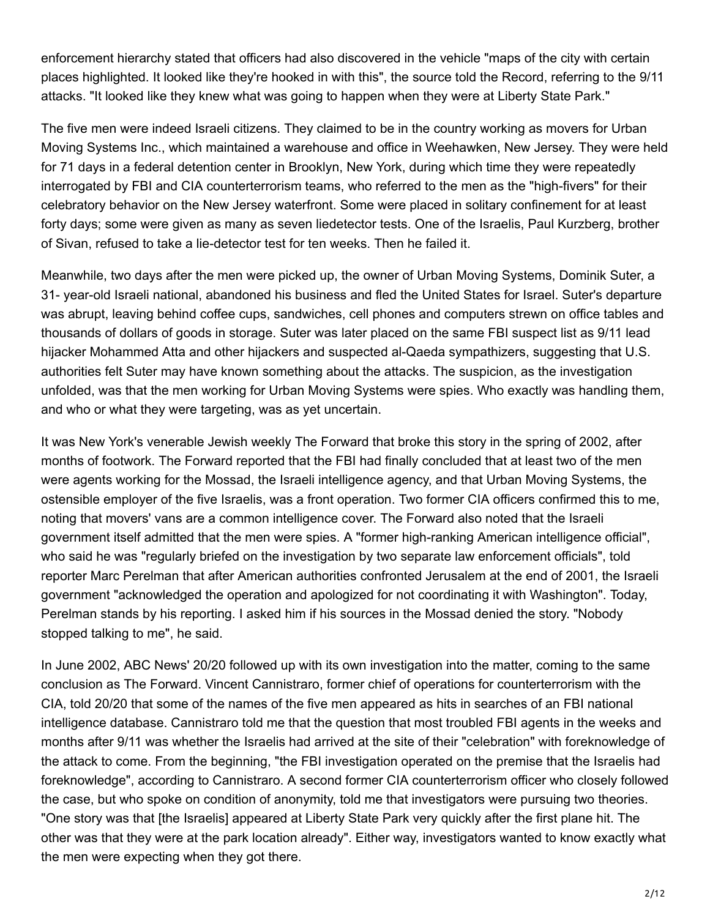enforcement hierarchy stated that officers had also discovered in the vehicle "maps of the city with certain places highlighted. It looked like they're hooked in with this", the source told the Record, referring to the 9/11 attacks. "It looked like they knew what was going to happen when they were at Liberty State Park."

The five men were indeed Israeli citizens. They claimed to be in the country working as movers for Urban Moving Systems Inc., which maintained a warehouse and office in Weehawken, New Jersey. They were held for 71 days in a federal detention center in Brooklyn, New York, during which time they were repeatedly interrogated by FBI and CIA counterterrorism teams, who referred to the men as the "high-fivers" for their celebratory behavior on the New Jersey waterfront. Some were placed in solitary confinement for at least forty days; some were given as many as seven liedetector tests. One of the Israelis, Paul Kurzberg, brother of Sivan, refused to take a lie-detector test for ten weeks. Then he failed it.

Meanwhile, two days after the men were picked up, the owner of Urban Moving Systems, Dominik Suter, a 31- year-old Israeli national, abandoned his business and fled the United States for Israel. Suter's departure was abrupt, leaving behind coffee cups, sandwiches, cell phones and computers strewn on office tables and thousands of dollars of goods in storage. Suter was later placed on the same FBI suspect list as 9/11 lead hijacker Mohammed Atta and other hijackers and suspected al-Qaeda sympathizers, suggesting that U.S. authorities felt Suter may have known something about the attacks. The suspicion, as the investigation unfolded, was that the men working for Urban Moving Systems were spies. Who exactly was handling them, and who or what they were targeting, was as yet uncertain.

It was New York's venerable Jewish weekly The Forward that broke this story in the spring of 2002, after months of footwork. The Forward reported that the FBI had finally concluded that at least two of the men were agents working for the Mossad, the Israeli intelligence agency, and that Urban Moving Systems, the ostensible employer of the five Israelis, was a front operation. Two former CIA officers confirmed this to me, noting that movers' vans are a common intelligence cover. The Forward also noted that the Israeli government itself admitted that the men were spies. A "former high-ranking American intelligence official", who said he was "regularly briefed on the investigation by two separate law enforcement officials", told reporter Marc Perelman that after American authorities confronted Jerusalem at the end of 2001, the Israeli government "acknowledged the operation and apologized for not coordinating it with Washington". Today, Perelman stands by his reporting. I asked him if his sources in the Mossad denied the story. "Nobody stopped talking to me", he said.

In June 2002, ABC News' 20/20 followed up with its own investigation into the matter, coming to the same conclusion as The Forward. Vincent Cannistraro, former chief of operations for counterterrorism with the CIA, told 20/20 that some of the names of the five men appeared as hits in searches of an FBI national intelligence database. Cannistraro told me that the question that most troubled FBI agents in the weeks and months after 9/11 was whether the Israelis had arrived at the site of their "celebration" with foreknowledge of the attack to come. From the beginning, "the FBI investigation operated on the premise that the Israelis had foreknowledge", according to Cannistraro. A second former CIA counterterrorism officer who closely followed the case, but who spoke on condition of anonymity, told me that investigators were pursuing two theories. "One story was that [the Israelis] appeared at Liberty State Park very quickly after the first plane hit. The other was that they were at the park location already". Either way, investigators wanted to know exactly what the men were expecting when they got there.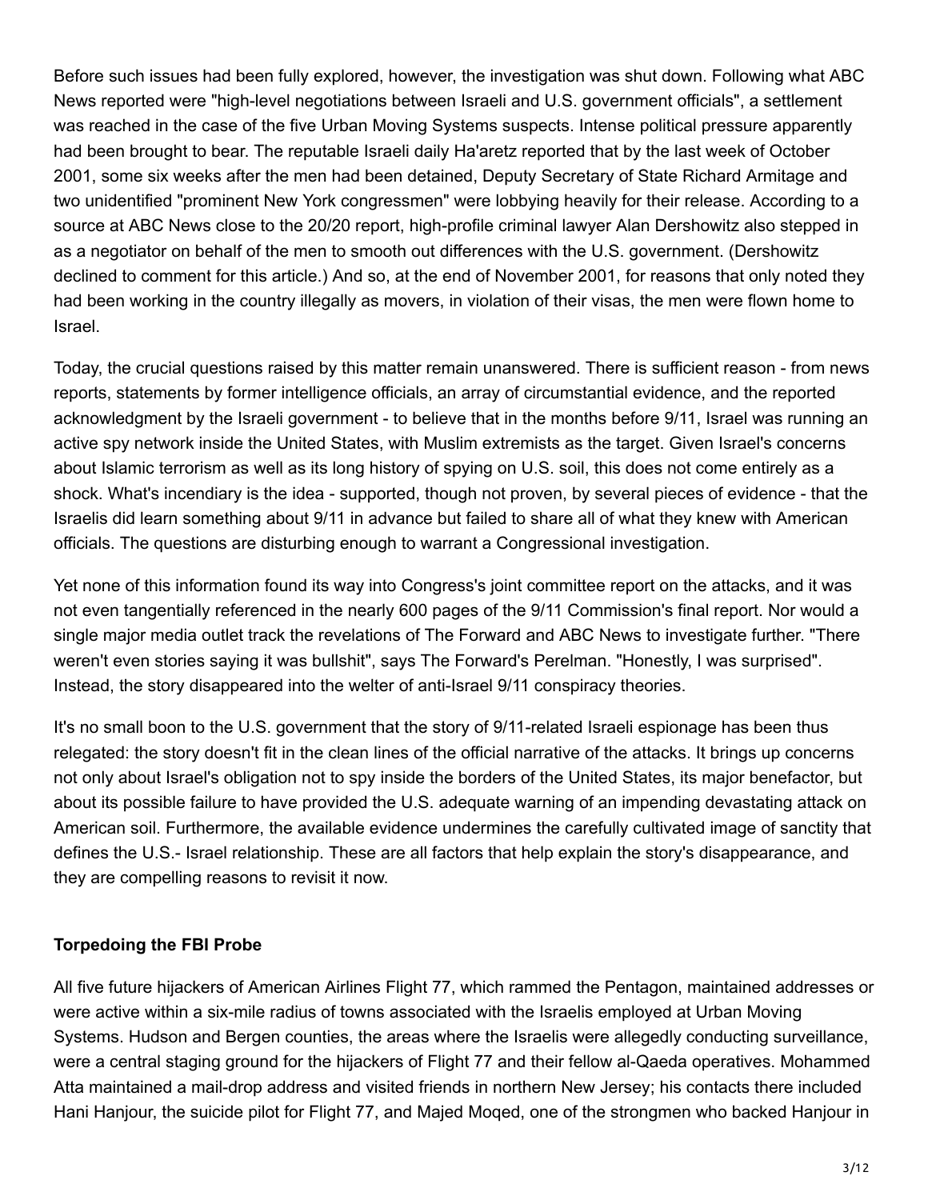Before such issues had been fully explored, however, the investigation was shut down. Following what ABC News reported were "high-level negotiations between Israeli and U.S. government officials", a settlement was reached in the case of the five Urban Moving Systems suspects. Intense political pressure apparently had been brought to bear. The reputable Israeli daily Ha'aretz reported that by the last week of October 2001, some six weeks after the men had been detained, Deputy Secretary of State Richard Armitage and two unidentified "prominent New York congressmen" were lobbying heavily for their release. According to a source at ABC News close to the 20/20 report, high-profile criminal lawyer Alan Dershowitz also stepped in as a negotiator on behalf of the men to smooth out differences with the U.S. government. (Dershowitz declined to comment for this article.) And so, at the end of November 2001, for reasons that only noted they had been working in the country illegally as movers, in violation of their visas, the men were flown home to Israel.

Today, the crucial questions raised by this matter remain unanswered. There is sufficient reason - from news reports, statements by former intelligence officials, an array of circumstantial evidence, and the reported acknowledgment by the Israeli government - to believe that in the months before 9/11, Israel was running an active spy network inside the United States, with Muslim extremists as the target. Given Israel's concerns about Islamic terrorism as well as its long history of spying on U.S. soil, this does not come entirely as a shock. What's incendiary is the idea - supported, though not proven, by several pieces of evidence - that the Israelis did learn something about 9/11 in advance but failed to share all of what they knew with American officials. The questions are disturbing enough to warrant a Congressional investigation.

Yet none of this information found its way into Congress's joint committee report on the attacks, and it was not even tangentially referenced in the nearly 600 pages of the 9/11 Commission's final report. Nor would a single major media outlet track the revelations of The Forward and ABC News to investigate further. "There weren't even stories saying it was bullshit", says The Forward's Perelman. "Honestly, I was surprised". Instead, the story disappeared into the welter of anti-Israel 9/11 conspiracy theories.

It's no small boon to the U.S. government that the story of 9/11-related Israeli espionage has been thus relegated: the story doesn't fit in the clean lines of the official narrative of the attacks. It brings up concerns not only about Israel's obligation not to spy inside the borders of the United States, its major benefactor, but about its possible failure to have provided the U.S. adequate warning of an impending devastating attack on American soil. Furthermore, the available evidence undermines the carefully cultivated image of sanctity that defines the U.S.- Israel relationship. These are all factors that help explain the story's disappearance, and they are compelling reasons to revisit it now.

**Torpedoing the FBI Probe**

All five future hijackers of American Airlines Flight 77, which rammed the Pentagon, maintained addresses or were active within a six-mile radius of towns associated with the Israelis employed at Urban Moving Systems. Hudson and Bergen counties, the areas where the Israelis were allegedly conducting surveillance, were a central staging ground for the hijackers of Flight 77 and their fellow al-Qaeda operatives. Mohammed Atta maintained a mail-drop address and visited friends in northern New Jersey; his contacts there included Hani Hanjour, the suicide pilot for Flight 77, and Majed Moqed, one of the strongmen who backed Hanjour in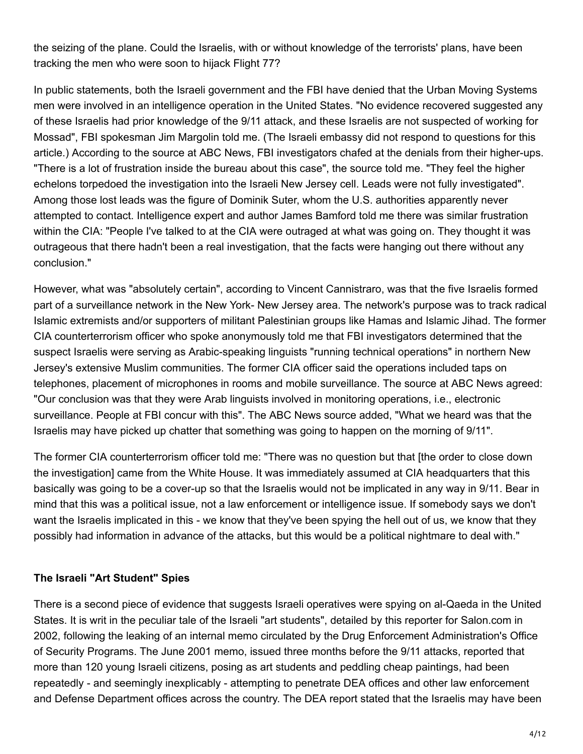the seizing of the plane. Could the Israelis, with or without knowledge of the terrorists' plans, have been tracking the men who were soon to hijack Flight 77?

In public statements, both the Israeli government and the FBI have denied that the Urban Moving Systems men were involved in an intelligence operation in the United States. "No evidence recovered suggested any of these Israelis had prior knowledge of the 9/11 attack, and these Israelis are not suspected of working for Mossad", FBI spokesman Jim Margolin told me. (The Israeli embassy did not respond to questions for this article.) According to the source at ABC News, FBI investigators chafed at the denials from their higher-ups. "There is a lot of frustration inside the bureau about this case", the source told me. "They feel the higher echelons torpedoed the investigation into the Israeli New Jersey cell. Leads were not fully investigated". Among those lost leads was the figure of Dominik Suter, whom the U.S. authorities apparently never attempted to contact. Intelligence expert and author James Bamford told me there was similar frustration within the CIA: "People I've talked to at the CIA were outraged at what was going on. They thought it was outrageous that there hadn't been a real investigation, that the facts were hanging out there without any conclusion."

However, what was "absolutely certain", according to Vincent Cannistraro, was that the five Israelis formed part of a surveillance network in the New York- New Jersey area. The network's purpose was to track radical Islamic extremists and/or supporters of militant Palestinian groups like Hamas and Islamic Jihad. The former CIA counterterrorism officer who spoke anonymously told me that FBI investigators determined that the suspect Israelis were serving as Arabic-speaking linguists "running technical operations" in northern New Jersey's extensive Muslim communities. The former CIA officer said the operations included taps on telephones, placement of microphones in rooms and mobile surveillance. The source at ABC News agreed: "Our conclusion was that they were Arab linguists involved in monitoring operations, i.e., electronic surveillance. People at FBI concur with this". The ABC News source added, "What we heard was that the Israelis may have picked up chatter that something was going to happen on the morning of 9/11".

The former CIA counterterrorism officer told me: "There was no question but that [the order to close down the investigation] came from the White House. It was immediately assumed at CIA headquarters that this basically was going to be a cover-up so that the Israelis would not be implicated in any way in 9/11. Bear in mind that this was a political issue, not a law enforcement or intelligence issue. If somebody says we don't want the Israelis implicated in this - we know that they've been spying the hell out of us, we know that they possibly had information in advance of the attacks, but this would be a political nightmare to deal with."

**The Israeli "Art Student" Spies**

There is a second piece of evidence that suggests Israeli operatives were spying on al-Qaeda in the United States. It is writ in the peculiar tale of the Israeli "art students", detailed by this reporter for Salon.com in 2002, following the leaking of an internal memo circulated by the Drug Enforcement Administration's Office of Security Programs. The June 2001 memo, issued three months before the 9/11 attacks, reported that more than 120 young Israeli citizens, posing as art students and peddling cheap paintings, had been repeatedly - and seemingly inexplicably - attempting to penetrate DEA offices and other law enforcement and Defense Department offices across the country. The DEA report stated that the Israelis may have been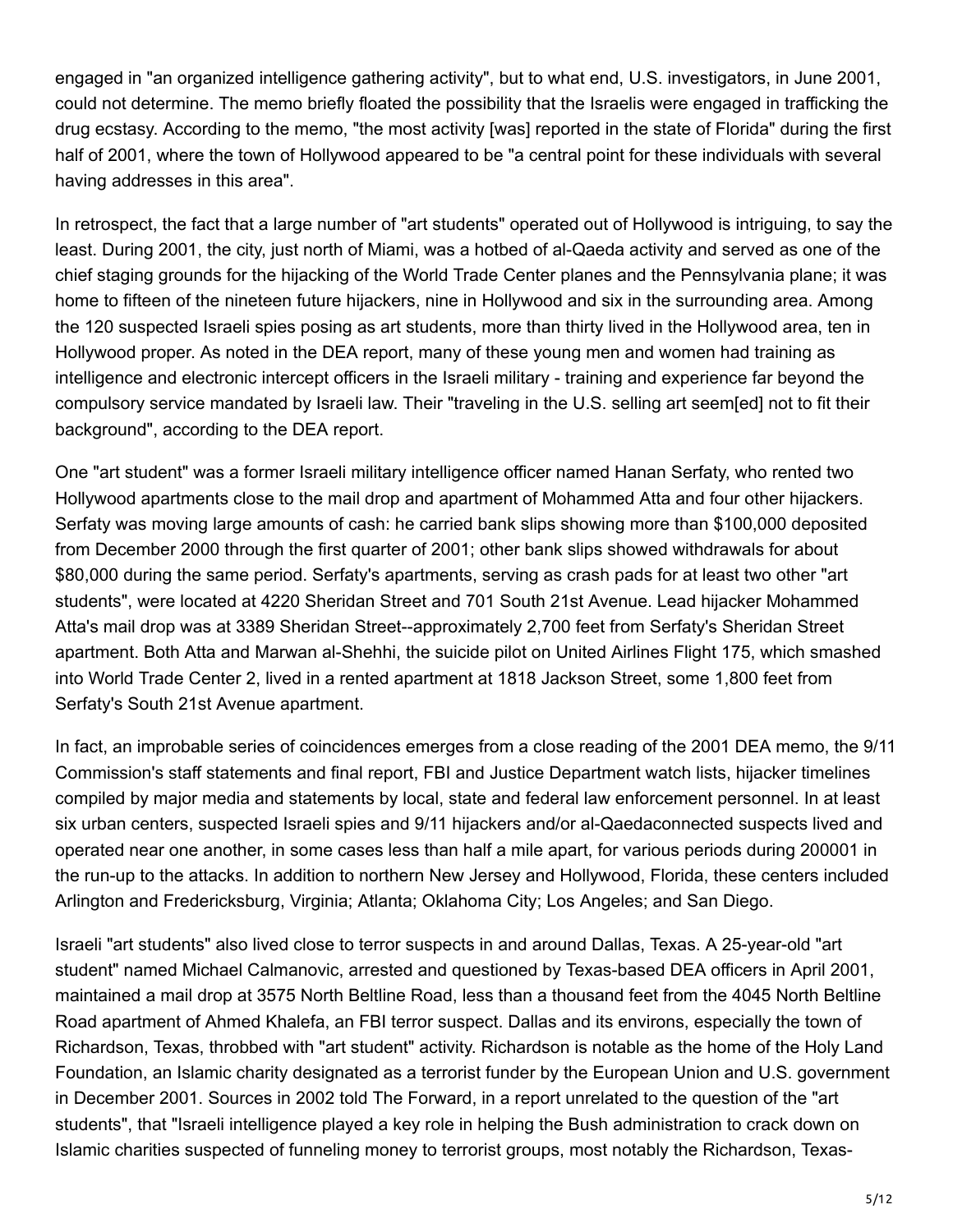engaged in "an organized intelligence gathering activity", but to what end, U.S. investigators, in June 2001, could not determine. The memo briefly floated the possibility that the Israelis were engaged in trafficking the drug ecstasy. According to the memo, "the most activity [was] reported in the state of Florida" during the first half of 2001, where the town of Hollywood appeared to be "a central point for these individuals with several having addresses in this area".

In retrospect, the fact that a large number of "art students" operated out of Hollywood is intriguing, to say the least. During 2001, the city, just north of Miami, was a hotbed of al-Qaeda activity and served as one of the chief staging grounds for the hijacking of the World Trade Center planes and the Pennsylvania plane; it was home to fifteen of the nineteen future hijackers, nine in Hollywood and six in the surrounding area. Among the 120 suspected Israeli spies posing as art students, more than thirty lived in the Hollywood area, ten in Hollywood proper. As noted in the DEA report, many of these young men and women had training as intelligence and electronic intercept officers in the Israeli military - training and experience far beyond the compulsory service mandated by Israeli law. Their "traveling in the U.S. selling art seem[ed] not to fit their background", according to the DEA report.

One "art student" was a former Israeli military intelligence officer named Hanan Serfaty, who rented two Hollywood apartments close to the mail drop and apartment of Mohammed Atta and four other hijackers. Serfaty was moving large amounts of cash: he carried bank slips showing more than $100,000 deposited from December 2000 through the first quarter of 2001; other bank slips showed withdrawals for about $80,000 during the same period. Serfaty's apartments, serving as crash pads for at least two other "art students", were located at 4220 Sheridan Street and 701 South 21st Avenue. Lead hijacker Mohammed Atta's mail drop was at 3389 Sheridan Street--approximately 2,700 feet from Serfaty's Sheridan Street apartment. Both Atta and Marwan al-Shehhi, the suicide pilot on United Airlines Flight 175, which smashed into World Trade Center 2, lived in a rented apartment at 1818 Jackson Street, some 1,800 feet from Serfaty's South 21st Avenue apartment.

In fact, an improbable series of coincidences emerges from a close reading of the 2001 DEA memo, the 9/11 Commission's staff statements and final report, FBI and Justice Department watch lists, hijacker timelines compiled by major media and statements by local, state and federal law enforcement personnel. In at least six urban centers, suspected Israeli spies and 9/11 hijackers and/or al-Qaedaconnected suspects lived and operated near one another, in some cases less than half a mile apart, for various periods during 200001 in the run-up to the attacks. In addition to northern New Jersey and Hollywood, Florida, these centers included Arlington and Fredericksburg, Virginia; Atlanta; Oklahoma City; Los Angeles; and San Diego.

Israeli "art students" also lived close to terror suspects in and around Dallas, Texas. A 25-year-old "art student" named Michael Calmanovic, arrested and questioned by Texas-based DEA officers in April 2001, maintained a mail drop at 3575 North Beltline Road, less than a thousand feet from the 4045 North Beltline Road apartment of Ahmed Khalefa, an FBI terror suspect. Dallas and its environs, especially the town of Richardson, Texas, throbbed with "art student" activity. Richardson is notable as the home of the Holy Land Foundation, an Islamic charity designated as a terrorist funder by the European Union and U.S. government in December 2001. Sources in 2002 told The Forward, in a report unrelated to the question of the "art students", that "Israeli intelligence played a key role in helping the Bush administration to crack down on Islamic charities suspected of funneling money to terrorist groups, most notably the Richardson, Texas-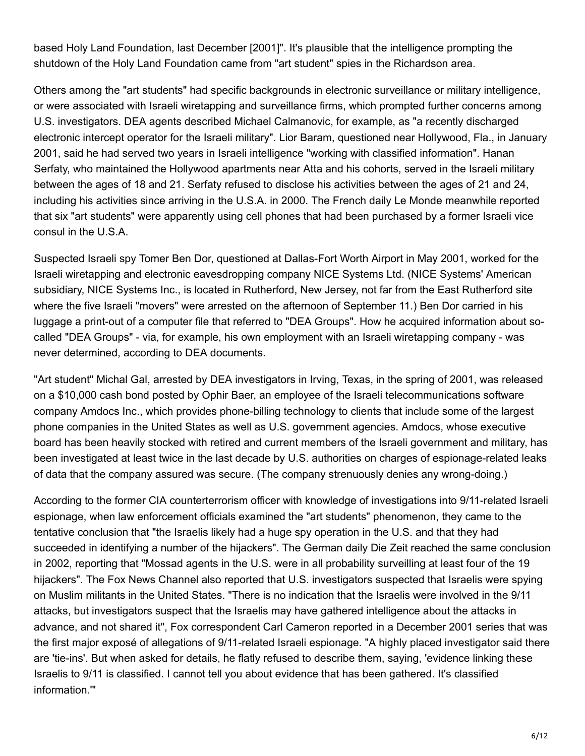based Holy Land Foundation, last December [2001]". It's plausible that the intelligence prompting the shutdown of the Holy Land Foundation came from "art student" spies in the Richardson area.

Others among the "art students" had specific backgrounds in electronic surveillance or military intelligence, or were associated with Israeli wiretapping and surveillance firms, which prompted further concerns among U.S. investigators. DEA agents described Michael Calmanovic, for example, as "a recently discharged electronic intercept operator for the Israeli military". Lior Baram, questioned near Hollywood, Fla., in January 2001, said he had served two years in Israeli intelligence "working with classified information". Hanan Serfaty, who maintained the Hollywood apartments near Atta and his cohorts, served in the Israeli military between the ages of 18 and 21. Serfaty refused to disclose his activities between the ages of 21 and 24, including his activities since arriving in the U.S.A. in 2000. The French daily Le Monde meanwhile reported that six "art students" were apparently using cell phones that had been purchased by a former Israeli vice consul in the U.S.A.

Suspected Israeli spy Tomer Ben Dor, questioned at Dallas-Fort Worth Airport in May 2001, worked for the Israeli wiretapping and electronic eavesdropping company NICE Systems Ltd. (NICE Systems' American subsidiary, NICE Systems Inc., is located in Rutherford, New Jersey, not far from the East Rutherford site where the five Israeli "movers" were arrested on the afternoon of September 11.) Ben Dor carried in his luggage a print-out of a computer file that referred to "DEA Groups". How he acquired information about so-called "DEA Groups" - via, for example, his own employment with an Israeli wiretapping company - was never determined, according to DEA documents.

"Art student" Michal Gal, arrested by DEA investigators in Irving, Texas, in the spring of 2001, was released on a $10,000 cash bond posted by Ophir Baer, an employee of the Israeli telecommunications software company Amdocs Inc., which provides phone-billing technology to clients that include some of the largest phone companies in the United States as well as U.S. government agencies. Amdocs, whose executive board has been heavily stocked with retired and current members of the Israeli government and military, has been investigated at least twice in the last decade by U.S. authorities on charges of espionage-related leaks of data that the company assured was secure. (The company strenuously denies any wrong-doing.)

According to the former CIA counterterrorism officer with knowledge of investigations into 9/11-related Israeli espionage, when law enforcement officials examined the "art students" phenomenon, they came to the tentative conclusion that "the Israelis likely had a huge spy operation in the U.S. and that they had succeeded in identifying a number of the hijackers". The German daily Die Zeit reached the same conclusion in 2002, reporting that "Mossad agents in the U.S. were in all probability surveilling at least four of the 19 hijackers". The Fox News Channel also reported that U.S. investigators suspected that Israelis were spying on Muslim militants in the United States. "There is no indication that the Israelis were involved in the 9/11 attacks, but investigators suspect that the Israelis may have gathered intelligence about the attacks in advance, and not shared it", Fox correspondent Carl Cameron reported in a December 2001 series that was the first major exposé of allegations of 9/11-related Israeli espionage. "A highly placed investigator said there are 'tie-ins'. But when asked for details, he flatly refused to describe them, saying, 'evidence linking these Israelis to 9/11 is classified. I cannot tell you about evidence that has been gathered. It's classified information.'"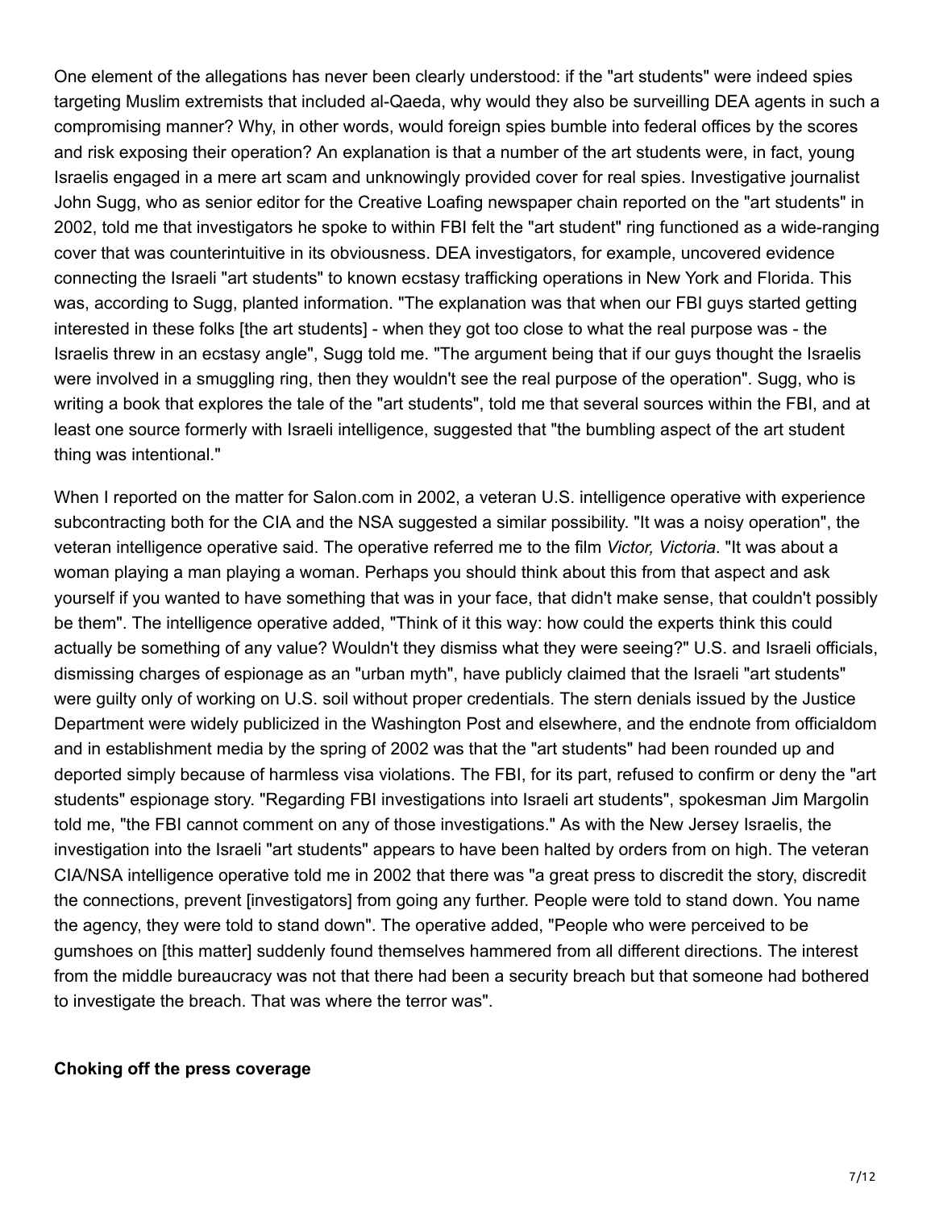One element of the allegations has never been clearly understood: if the "art students" were indeed spies targeting Muslim extremists that included al-Qaeda, why would they also be surveilling DEA agents in such a compromising manner? Why, in other words, would foreign spies bumble into federal offices by the scores and risk exposing their operation? An explanation is that a number of the art students were, in fact, young Israelis engaged in a mere art scam and unknowingly provided cover for real spies. Investigative journalist John Sugg, who as senior editor for the Creative Loafing newspaper chain reported on the "art students" in 2002, told me that investigators he spoke to within FBI felt the "art student" ring functioned as a wide-ranging cover that was counterintuitive in its obviousness. DEA investigators, for example, uncovered evidence connecting the Israeli "art students" to known ecstasy trafficking operations in New York and Florida. This was, according to Sugg, planted information. "The explanation was that when our FBI guys started getting interested in these folks [the art students] - when they got too close to what the real purpose was - the Israelis threw in an ecstasy angle", Sugg told me. "The argument being that if our guys thought the Israelis were involved in a smuggling ring, then they wouldn't see the real purpose of the operation". Sugg, who is writing a book that explores the tale of the "art students", told me that several sources within the FBI, and at least one source formerly with Israeli intelligence, suggested that "the bumbling aspect of the art student thing was intentional."

When I reported on the matter for Salon.com in 2002, a veteran U.S. intelligence operative with experience subcontracting both for the CIA and the NSA suggested a similar possibility. "It was a noisy operation", the veteran intelligence operative said. The operative referred me to the film *Victor, Victoria*. "It was about a woman playing a man playing a woman. Perhaps you should think about this from that aspect and ask yourself if you wanted to have something that was in your face, that didn't make sense, that couldn't possibly be them". The intelligence operative added, "Think of it this way: how could the experts think this could actually be something of any value? Wouldn't they dismiss what they were seeing?" U.S. and Israeli officials, dismissing charges of espionage as an "urban myth", have publicly claimed that the Israeli "art students" were guilty only of working on U.S. soil without proper credentials. The stern denials issued by the Justice Department were widely publicized in the Washington Post and elsewhere, and the endnote from officialdom and in establishment media by the spring of 2002 was that the "art students" had been rounded up and deported simply because of harmless visa violations. The FBI, for its part, refused to confirm or deny the "art students" espionage story. "Regarding FBI investigations into Israeli art students", spokesman Jim Margolin told me, "the FBI cannot comment on any of those investigations." As with the New Jersey Israelis, the investigation into the Israeli "art students" appears to have been halted by orders from on high. The veteran CIA/NSA intelligence operative told me in 2002 that there was "a great press to discredit the story, discredit the connections, prevent [investigators] from going any further. People were told to stand down. You name the agency, they were told to stand down". The operative added, "People who were perceived to be gumshoes on [this matter] suddenly found themselves hammered from all different directions. The interest from the middle bureaucracy was not that there had been a security breach but that someone had bothered to investigate the breach. That was where the terror was".

**Choking off the press coverage**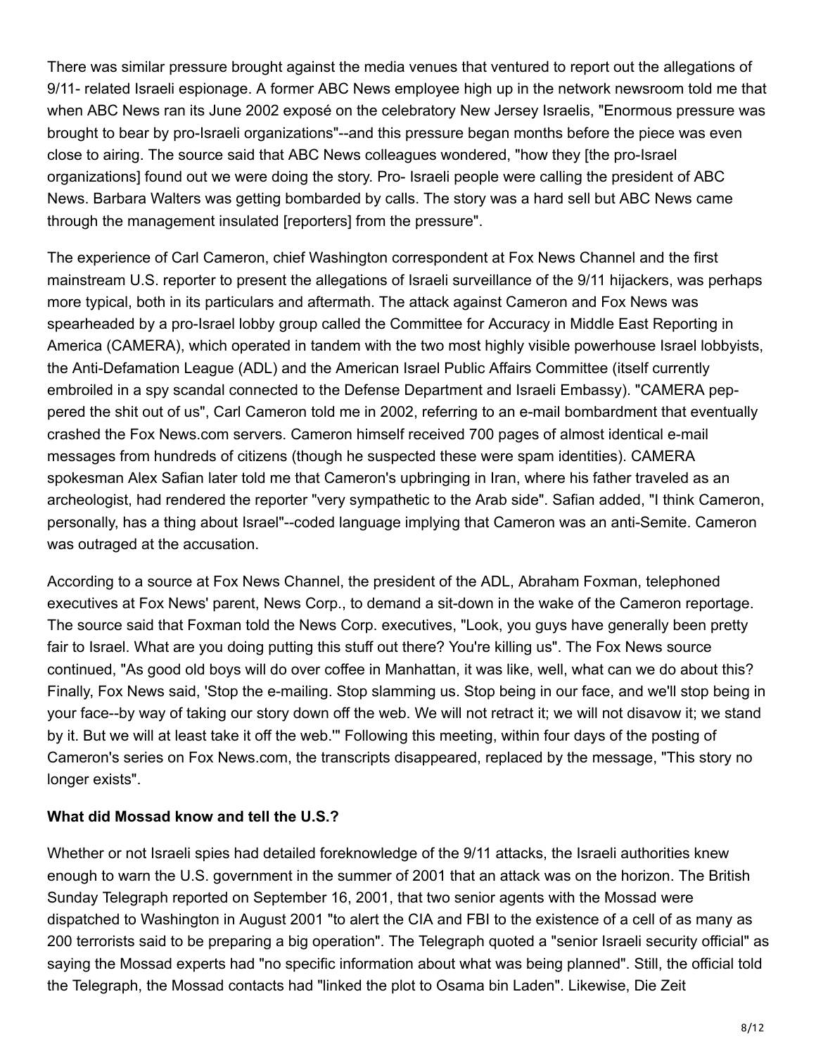There was similar pressure brought against the media venues that ventured to report out the allegations of 9/11- related Israeli espionage. A former ABC News employee high up in the network newsroom told me that when ABC News ran its June 2002 exposé on the celebratory New Jersey Israelis, "Enormous pressure was brought to bear by pro-Israeli organizations"--and this pressure began months before the piece was even close to airing. The source said that ABC News colleagues wondered, "how they [the pro-Israel organizations] found out we were doing the story. Pro- Israeli people were calling the president of ABC News. Barbara Walters was getting bombarded by calls. The story was a hard sell but ABC News came through the management insulated [reporters] from the pressure".

The experience of Carl Cameron, chief Washington correspondent at Fox News Channel and the first mainstream U.S. reporter to present the allegations of Israeli surveillance of the 9/11 hijackers, was perhaps more typical, both in its particulars and aftermath. The attack against Cameron and Fox News was spearheaded by a pro-Israel lobby group called the Committee for Accuracy in Middle East Reporting in America (CAMERA), which operated in tandem with the two most highly visible powerhouse Israel lobbyists, the Anti-Defamation League (ADL) and the American Israel Public Affairs Committee (itself currently embroiled in a spy scandal connected to the Defense Department and Israeli Embassy). "CAMERA peppered the shit out of us", Carl Cameron told me in 2002, referring to an e-mail bombardment that eventually crashed the Fox News.com servers. Cameron himself received 700 pages of almost identical e-mail messages from hundreds of citizens (though he suspected these were spam identities). CAMERA spokesman Alex Safian later told me that Cameron's upbringing in Iran, where his father traveled as an archeologist, had rendered the reporter "very sympathetic to the Arab side". Safian added, "I think Cameron, personally, has a thing about Israel"--coded language implying that Cameron was an anti-Semite. Cameron was outraged at the accusation.

According to a source at Fox News Channel, the president of the ADL, Abraham Foxman, telephoned executives at Fox News' parent, News Corp., to demand a sit-down in the wake of the Cameron reportage. The source said that Foxman told the News Corp. executives, "Look, you guys have generally been pretty fair to Israel. What are you doing putting this stuff out there? You're killing us". The Fox News source continued, "As good old boys will do over coffee in Manhattan, it was like, well, what can we do about this? Finally, Fox News said, 'Stop the e-mailing. Stop slamming us. Stop being in our face, and we'll stop being in your face--by way of taking our story down off the web. We will not retract it; we will not disavow it; we stand by it. But we will at least take it off the web.'" Following this meeting, within four days of the posting of Cameron's series on Fox News.com, the transcripts disappeared, replaced by the message, "This story no longer exists".

**What did Mossad know and tell the U.S.?**

Whether or not Israeli spies had detailed foreknowledge of the 9/11 attacks, the Israeli authorities knew enough to warn the U.S. government in the summer of 2001 that an attack was on the horizon. The British Sunday Telegraph reported on September 16, 2001, that two senior agents with the Mossad were dispatched to Washington in August 2001 "to alert the CIA and FBI to the existence of a cell of as many as 200 terrorists said to be preparing a big operation". The Telegraph quoted a "senior Israeli security official" as saying the Mossad experts had "no specific information about what was being planned". Still, the official told the Telegraph, the Mossad contacts had "linked the plot to Osama bin Laden". Likewise, Die Zeit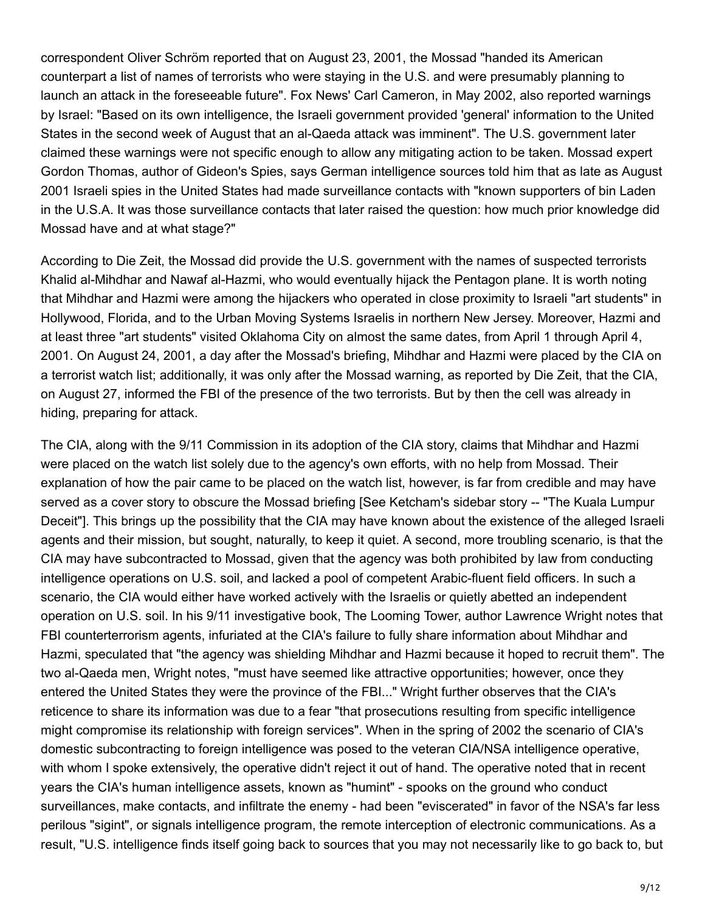correspondent Oliver Schröm reported that on August 23, 2001, the Mossad "handed its American counterpart a list of names of terrorists who were staying in the U.S. and were presumably planning to launch an attack in the foreseeable future". Fox News' Carl Cameron, in May 2002, also reported warnings by Israel: "Based on its own intelligence, the Israeli government provided 'general' information to the United States in the second week of August that an al-Qaeda attack was imminent". The U.S. government later claimed these warnings were not specific enough to allow any mitigating action to be taken. Mossad expert Gordon Thomas, author of Gideon's Spies, says German intelligence sources told him that as late as August 2001 Israeli spies in the United States had made surveillance contacts with "known supporters of bin Laden in the U.S.A. It was those surveillance contacts that later raised the question: how much prior knowledge did Mossad have and at what stage?"

According to Die Zeit, the Mossad did provide the U.S. government with the names of suspected terrorists Khalid al-Mihdhar and Nawaf al-Hazmi, who would eventually hijack the Pentagon plane. It is worth noting that Mihdhar and Hazmi were among the hijackers who operated in close proximity to Israeli "art students" in Hollywood, Florida, and to the Urban Moving Systems Israelis in northern New Jersey. Moreover, Hazmi and at least three "art students" visited Oklahoma City on almost the same dates, from April 1 through April 4, 2001. On August 24, 2001, a day after the Mossad's briefing, Mihdhar and Hazmi were placed by the CIA on a terrorist watch list; additionally, it was only after the Mossad warning, as reported by Die Zeit, that the CIA, on August 27, informed the FBI of the presence of the two terrorists. But by then the cell was already in hiding, preparing for attack.

The CIA, along with the 9/11 Commission in its adoption of the CIA story, claims that Mihdhar and Hazmi were placed on the watch list solely due to the agency's own efforts, with no help from Mossad. Their explanation of how the pair came to be placed on the watch list, however, is far from credible and may have served as a cover story to obscure the Mossad briefing [See Ketcham's sidebar story -- "The Kuala Lumpur Deceit"]. This brings up the possibility that the CIA may have known about the existence of the alleged Israeli agents and their mission, but sought, naturally, to keep it quiet. A second, more troubling scenario, is that the CIA may have subcontracted to Mossad, given that the agency was both prohibited by law from conducting intelligence operations on U.S. soil, and lacked a pool of competent Arabic-fluent field officers. In such a scenario, the CIA would either have worked actively with the Israelis or quietly abetted an independent operation on U.S. soil. In his 9/11 investigative book, The Looming Tower, author Lawrence Wright notes that FBI counterterrorism agents, infuriated at the CIA's failure to fully share information about Mihdhar and Hazmi, speculated that "the agency was shielding Mihdhar and Hazmi because it hoped to recruit them". The two al-Qaeda men, Wright notes, "must have seemed like attractive opportunities; however, once they entered the United States they were the province of the FBI..." Wright further observes that the CIA's reticence to share its information was due to a fear "that prosecutions resulting from specific intelligence might compromise its relationship with foreign services". When in the spring of 2002 the scenario of CIA's domestic subcontracting to foreign intelligence was posed to the veteran CIA/NSA intelligence operative, with whom I spoke extensively, the operative didn't reject it out of hand. The operative noted that in recent years the CIA's human intelligence assets, known as "humint" - spooks on the ground who conduct surveillances, make contacts, and infiltrate the enemy - had been "eviscerated" in favor of the NSA's far less perilous "sigint", or signals intelligence program, the remote interception of electronic communications. As a result, "U.S. intelligence finds itself going back to sources that you may not necessarily like to go back to, but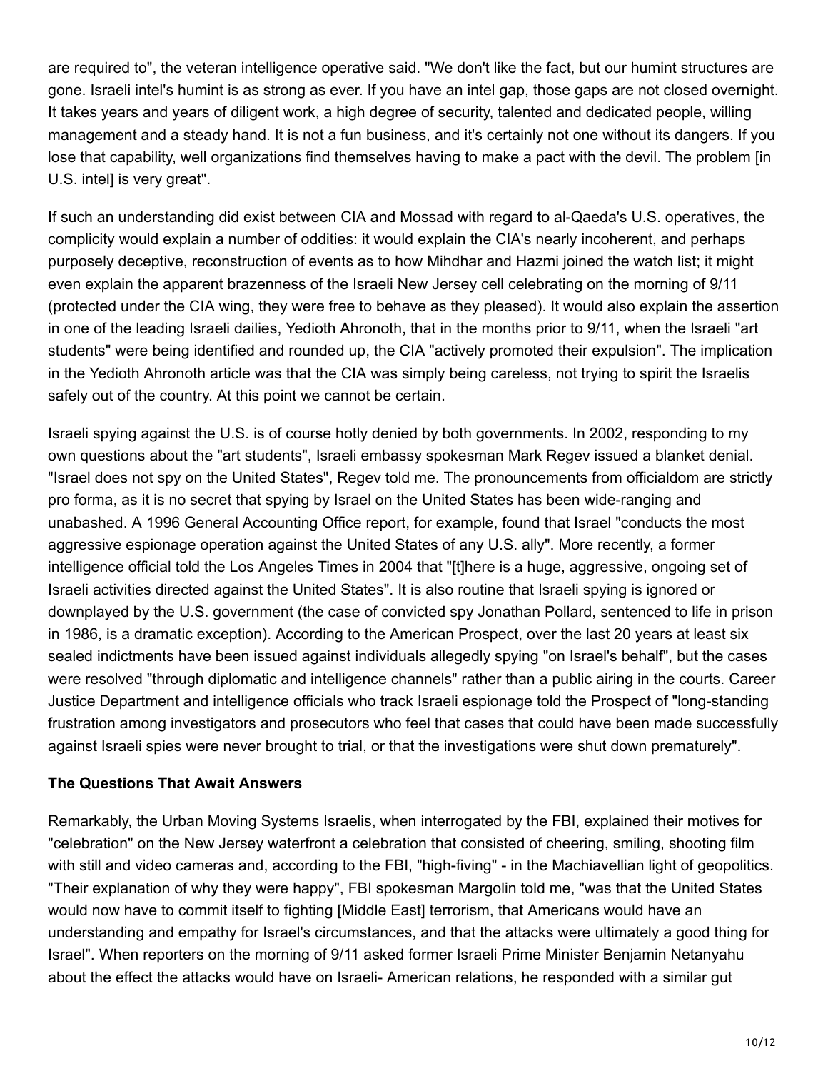are required to", the veteran intelligence operative said. "We don't like the fact, but our humint structures are gone. Israeli intel's humint is as strong as ever. If you have an intel gap, those gaps are not closed overnight. It takes years and years of diligent work, a high degree of security, talented and dedicated people, willing management and a steady hand. It is not a fun business, and it's certainly not one without its dangers. If you lose that capability, well organizations find themselves having to make a pact with the devil. The problem [in U.S. intel] is very great".

If such an understanding did exist between CIA and Mossad with regard to al-Qaeda's U.S. operatives, the complicity would explain a number of oddities: it would explain the CIA's nearly incoherent, and perhaps purposely deceptive, reconstruction of events as to how Mihdhar and Hazmi joined the watch list; it might even explain the apparent brazenness of the Israeli New Jersey cell celebrating on the morning of 9/11 (protected under the CIA wing, they were free to behave as they pleased). It would also explain the assertion in one of the leading Israeli dailies, Yedioth Ahronoth, that in the months prior to 9/11, when the Israeli "art students" were being identified and rounded up, the CIA "actively promoted their expulsion". The implication in the Yedioth Ahronoth article was that the CIA was simply being careless, not trying to spirit the Israelis safely out of the country. At this point we cannot be certain.

Israeli spying against the U.S. is of course hotly denied by both governments. In 2002, responding to my own questions about the "art students", Israeli embassy spokesman Mark Regev issued a blanket denial. "Israel does not spy on the United States", Regev told me. The pronouncements from officialdom are strictly pro forma, as it is no secret that spying by Israel on the United States has been wide-ranging and unabashed. A 1996 General Accounting Office report, for example, found that Israel "conducts the most aggressive espionage operation against the United States of any U.S. ally". More recently, a former intelligence official told the Los Angeles Times in 2004 that "[t]here is a huge, aggressive, ongoing set of Israeli activities directed against the United States". It is also routine that Israeli spying is ignored or downplayed by the U.S. government (the case of convicted spy Jonathan Pollard, sentenced to life in prison in 1986, is a dramatic exception). According to the American Prospect, over the last 20 years at least six sealed indictments have been issued against individuals allegedly spying "on Israel's behalf", but the cases were resolved "through diplomatic and intelligence channels" rather than a public airing in the courts. Career Justice Department and intelligence officials who track Israeli espionage told the Prospect of "long-standing frustration among investigators and prosecutors who feel that cases that could have been made successfully against Israeli spies were never brought to trial, or that the investigations were shut down prematurely".

**The Questions That Await Answers**

Remarkably, the Urban Moving Systems Israelis, when interrogated by the FBI, explained their motives for "celebration" on the New Jersey waterfront a celebration that consisted of cheering, smiling, shooting film with still and video cameras and, according to the FBI, "high-fiving" - in the Machiavellian light of geopolitics. "Their explanation of why they were happy", FBI spokesman Margolin told me, "was that the United States would now have to commit itself to fighting [Middle East] terrorism, that Americans would have an understanding and empathy for Israel's circumstances, and that the attacks were ultimately a good thing for Israel". When reporters on the morning of 9/11 asked former Israeli Prime Minister Benjamin Netanyahu about the effect the attacks would have on Israeli- American relations, he responded with a similar gut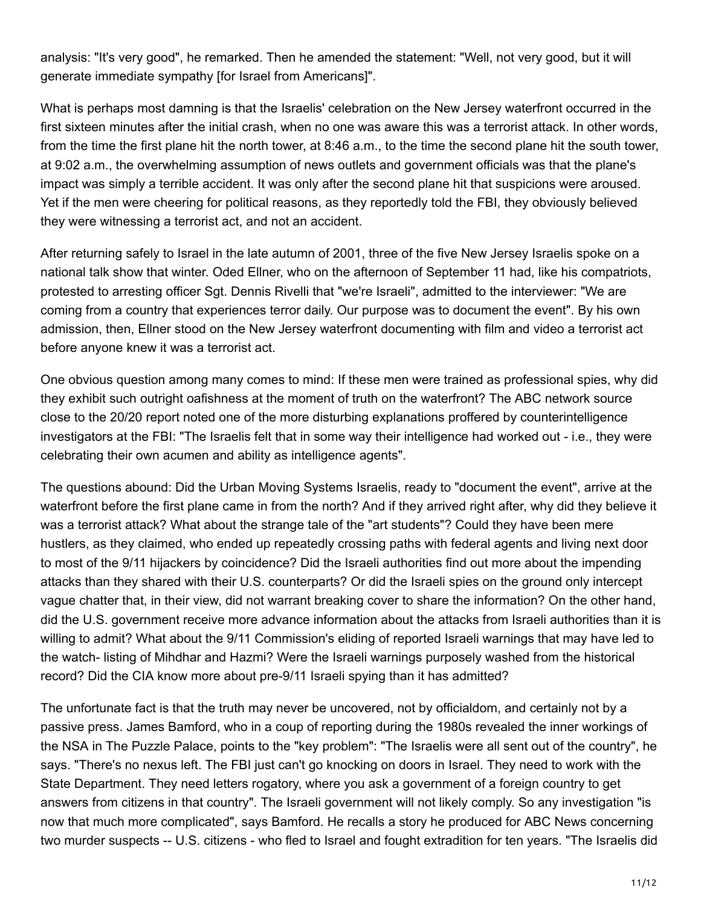analysis: "It's very good", he remarked. Then he amended the statement: "Well, not very good, but it will generate immediate sympathy [for Israel from Americans]".

What is perhaps most damning is that the Israelis' celebration on the New Jersey waterfront occurred in the first sixteen minutes after the initial crash, when no one was aware this was a terrorist attack. In other words, from the time the first plane hit the north tower, at 8:46 a.m., to the time the second plane hit the south tower, at 9:02 a.m., the overwhelming assumption of news outlets and government officials was that the plane's impact was simply a terrible accident. It was only after the second plane hit that suspicions were aroused. Yet if the men were cheering for political reasons, as they reportedly told the FBI, they obviously believed they were witnessing a terrorist act, and not an accident.

After returning safely to Israel in the late autumn of 2001, three of the five New Jersey Israelis spoke on a national talk show that winter. Oded Ellner, who on the afternoon of September 11 had, like his compatriots, protested to arresting officer Sgt. Dennis Rivelli that "we're Israeli", admitted to the interviewer: "We are coming from a country that experiences terror daily. Our purpose was to document the event". By his own admission, then, Ellner stood on the New Jersey waterfront documenting with film and video a terrorist act before anyone knew it was a terrorist act.

One obvious question among many comes to mind: If these men were trained as professional spies, why did they exhibit such outright oafishness at the moment of truth on the waterfront? The ABC network source close to the 20/20 report noted one of the more disturbing explanations proffered by counterintelligence investigators at the FBI: "The Israelis felt that in some way their intelligence had worked out - i.e., they were celebrating their own acumen and ability as intelligence agents".

The questions abound: Did the Urban Moving Systems Israelis, ready to "document the event", arrive at the waterfront before the first plane came in from the north? And if they arrived right after, why did they believe it was a terrorist attack? What about the strange tale of the "art students"? Could they have been mere hustlers, as they claimed, who ended up repeatedly crossing paths with federal agents and living next door to most of the 9/11 hijackers by coincidence? Did the Israeli authorities find out more about the impending attacks than they shared with their U.S. counterparts? Or did the Israeli spies on the ground only intercept vague chatter that, in their view, did not warrant breaking cover to share the information? On the other hand, did the U.S. government receive more advance information about the attacks from Israeli authorities than it is willing to admit? What about the 9/11 Commission's eliding of reported Israeli warnings that may have led to the watch- listing of Mihdhar and Hazmi? Were the Israeli warnings purposely washed from the historical record? Did the CIA know more about pre-9/11 Israeli spying than it has admitted?

The unfortunate fact is that the truth may never be uncovered, not by officialdom, and certainly not by a passive press. James Bamford, who in a coup of reporting during the 1980s revealed the inner workings of the NSA in The Puzzle Palace, points to the "key problem": "The Israelis were all sent out of the country", he says. "There's no nexus left. The FBI just can't go knocking on doors in Israel. They need to work with the State Department. They need letters rogatory, where you ask a government of a foreign country to get answers from citizens in that country". The Israeli government will not likely comply. So any investigation "is now that much more complicated", says Bamford. He recalls a story he produced for ABC News concerning two murder suspects -- U.S. citizens - who fled to Israel and fought extradition for ten years. "The Israelis did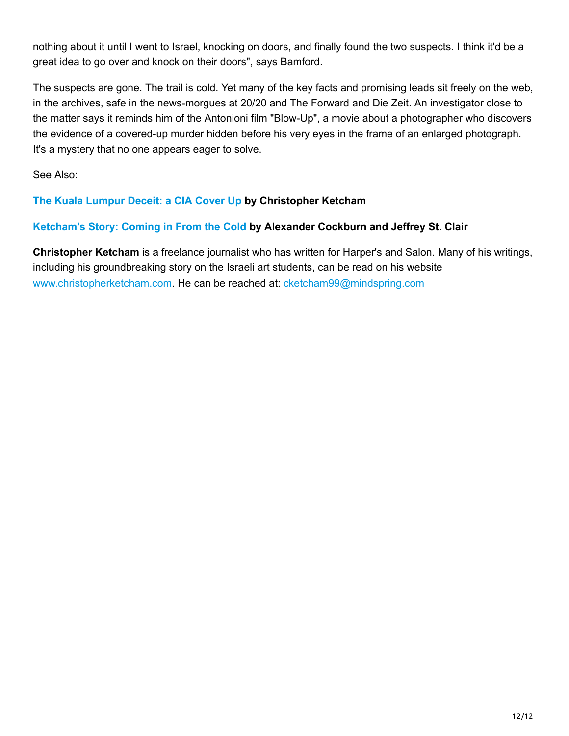nothing about it until I went to Israel, knocking on doors, and finally found the two suspects. I think it'd be a great idea to go over and knock on their doors", says Bamford.

The suspects are gone. The trail is cold. Yet many of the key facts and promising leads sit freely on the web, in the archives, safe in the news-morgues at 20/20 and The Forward and Die Zeit. An investigator close to the matter says it reminds him of the Antonioni film "Blow-Up", a movie about a photographer who discovers the evidence of a covered-up murder hidden before his very eyes in the frame of an enlarged photograph. It's a mystery that no one appears eager to solve.

See Also:

**The Kuala Lumpur Deceit: a CIA Cover Up by Christopher Ketcham**

**Ketcham's Story: Coming in From the Cold by Alexander Cockburn and Jeffrey St. Clair**

**Christopher Ketcham** is a freelance journalist who has written for Harper's and Salon. Many of his writings, including his groundbreaking story on the Israeli art students, can be read on his website www.christopherketcham.com. He can be reached at: cketcham99@mindspring.com